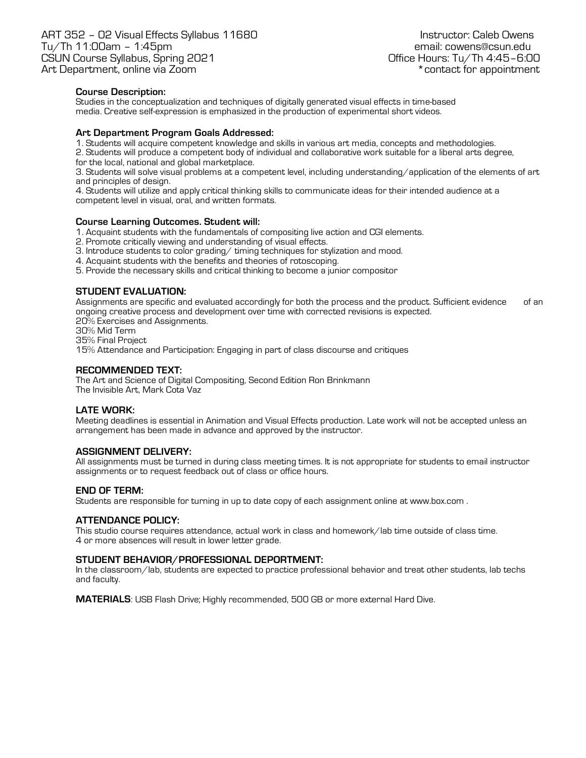ART 352 – 02 Visual Effects Syllabus 11680
Tu/Th 11:00am – 1:45pm
CSUN Course Syllabus, Spring 2021
Art Department, online via Zoom

Instructor: Caleb Owens
email: cowens@csun.edu
Office Hours: Tu/Th 4:45–6:00
*contact for appointment

**Course Description:**
Studies in the conceptualization and techniques of digitally generated visual effects in time-based media. Creative self-expression is emphasized in the production of experimental short videos.

**Art Department Program Goals Addressed:**
1. Students will acquire competent knowledge and skills in various art media, concepts and methodologies.
2. Students will produce a competent body of individual and collaborative work suitable for a liberal arts degree, for the local, national and global marketplace.
3. Students will solve visual problems at a competent level, including understanding/application of the elements of art and principles of design.
4. Students will utilize and apply critical thinking skills to communicate ideas for their intended audience at a competent level in visual, oral, and written formats.

**Course Learning Outcomes. Student will:**
1. Acquaint students with the fundamentals of compositing live action and CGI elements.
2. Promote critically viewing and understanding of visual effects.
3. Introduce students to color grading/ timing techniques for stylization and mood.
4. Acquaint students with the benefits and theories of rotoscoping.
5. Provide the necessary skills and critical thinking to become a junior compositor

**STUDENT EVALUATION:**
Assignments are specific and evaluated accordingly for both the process and the product. Sufficient evidence of an ongoing creative process and development over time with corrected revisions is expected.
20% Exercises and Assignments.
30% Mid Term
35% Final Project
15% Attendance and Participation: Engaging in part of class discourse and critiques

**RECOMMENDED TEXT:**
The Art and Science of Digital Compositing, Second Edition Ron Brinkmann
The Invisible Art, Mark Cota Vaz

**LATE WORK:**
Meeting deadlines is essential in Animation and Visual Effects production. Late work will not be accepted unless an arrangement has been made in advance and approved by the instructor.

**ASSIGNMENT DELIVERY:**
All assignments must be turned in during class meeting times. It is not appropriate for students to email instructor assignments or to request feedback out of class or office hours.

**END OF TERM:**
Students are responsible for turning in up to date copy of each assignment online at www.box.com .

**ATTENDANCE POLICY:**
This studio course requires attendance, actual work in class and homework/lab time outside of class time.
4 or more absences will result in lower letter grade.

**STUDENT BEHAVIOR/PROFESSIONAL DEPORTMENT:**
In the classroom/lab, students are expected to practice professional behavior and treat other students, lab techs and faculty.

**MATERIALS**: USB Flash Drive; Highly recommended, 500 GB or more external Hard Dive.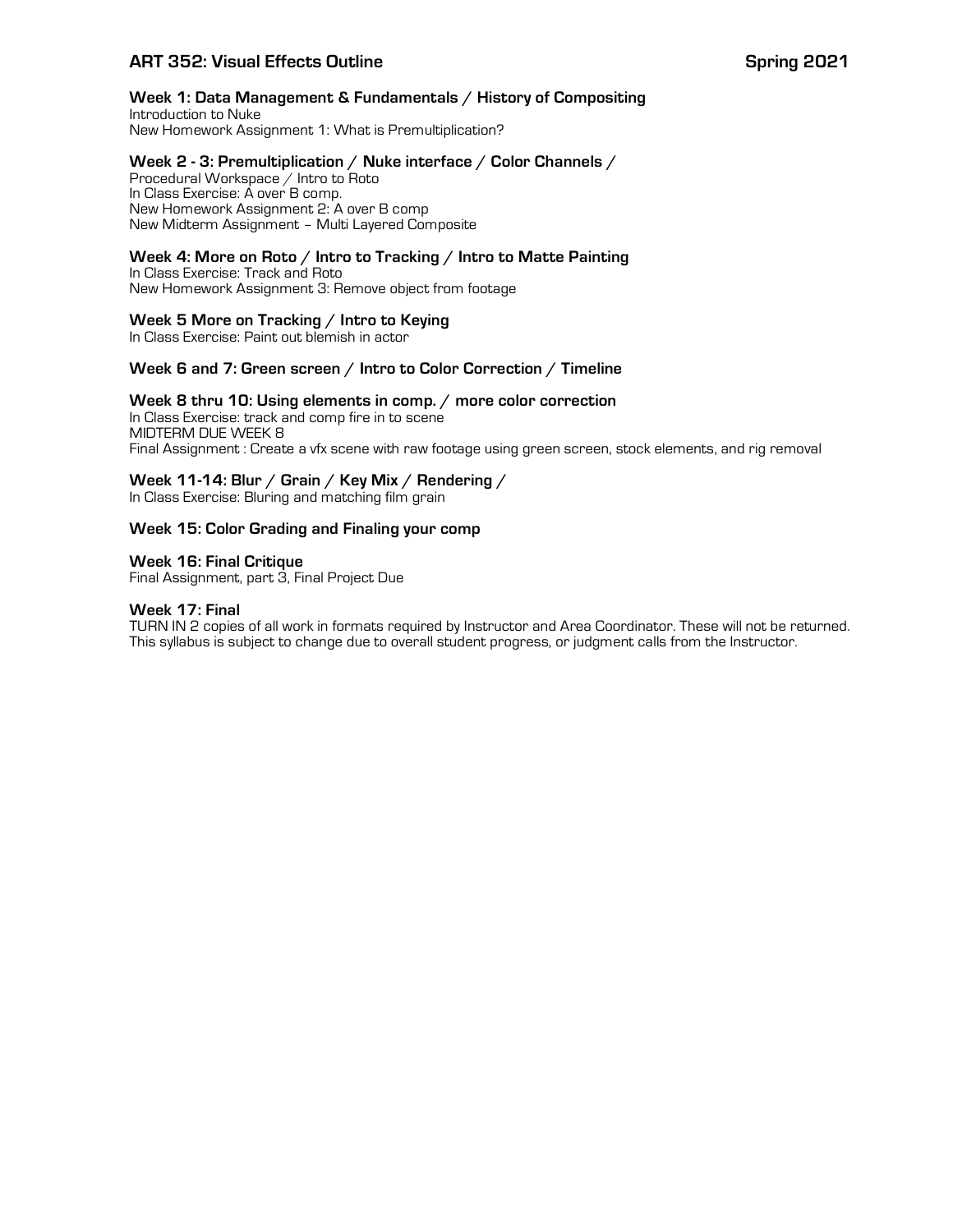## ART 352: Visual Effects Outline — Spring 2021

### Week 1: Data Management & Fundamentals / History of Compositing

Introduction to Nuke
New Homework Assignment 1: What is Premultiplication?

### Week 2 - 3: Premultiplication / Nuke interface / Color Channels /

Procedural Workspace / Intro to Roto
In Class Exercise: A over B comp.
New Homework Assignment 2: A over B comp
New Midterm Assignment – Multi Layered Composite

### Week 4: More on Roto / Intro to Tracking / Intro to Matte Painting

In Class Exercise: Track and Roto
New Homework Assignment 3: Remove object from footage

### Week 5 More on Tracking / Intro to Keying

In Class Exercise: Paint out blemish in actor

### Week 6 and 7: Green screen / Intro to Color Correction / Timeline

### Week 8 thru 10: Using elements in comp. / more color correction

In Class Exercise: track and comp fire in to scene
MIDTERM DUE WEEK 8
Final Assignment : Create a vfx scene with raw footage using green screen, stock elements, and rig removal

### Week 11-14: Blur / Grain / Key Mix / Rendering /

In Class Exercise: Bluring and matching film grain

### Week 15: Color Grading and Finaling your comp

### Week 16: Final Critique

Final Assignment, part 3, Final Project Due

### Week 17: Final

TURN IN 2 copies of all work in formats required by Instructor and Area Coordinator. These will not be returned.
This syllabus is subject to change due to overall student progress, or judgment calls from the Instructor.